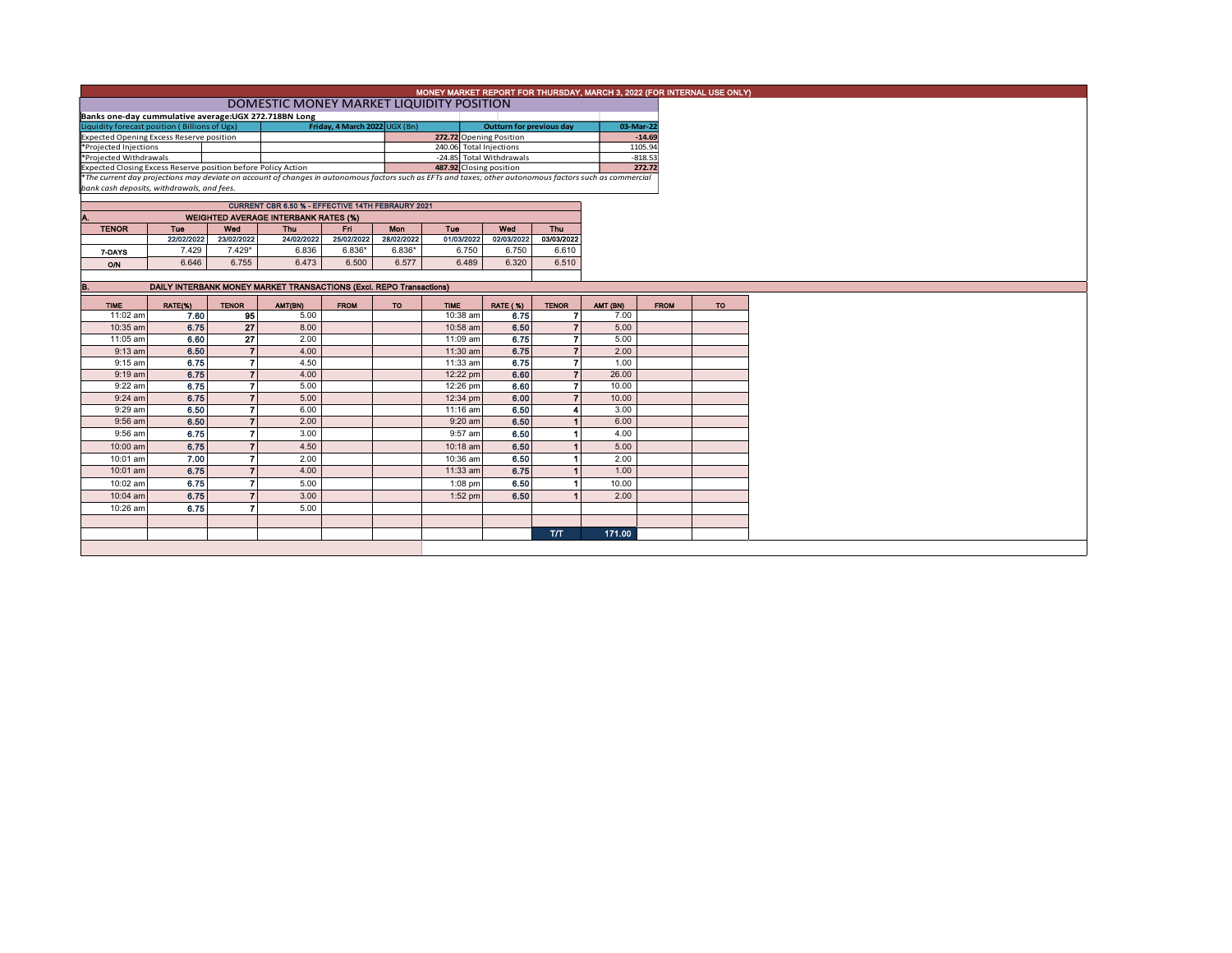# MONEY MARKET REPORT FOR THURSDAY, MARCH 3, 2022 (FOR INTERNAL USE ONLY)

## DOMESTIC MONEY MARKET LIQUIDITY POSITION

**Banks one-day cummulative average:UGX 272.718BN Long**

| Liquidity forecast position ( Billions of Ugx) | Friday, 4 March 2022 UGX (Bn) | Outturn for previous day | 03-Mar-22 |
|---|---|---|---|
| Expected Opening Excess Reserve position | 272.72 | Opening Position | -14.69 |
| *Projected Injections | 240.06 | Total Injections | 1105.94 |
| *Projected Withdrawals | -24.85 | Total Withdrawals | -818.53 |
| Expected Closing Excess Reserve position before Policy Action | 487.92 | Closing position | 272.72 |

*The current day projections may deviate on account of changes in autonomous factors such as EFTs and taxes; other autonomous factors such as commercial bank cash deposits, withdrawals, and fees.*

**CURRENT CBR 6.50 % - EFFECTIVE 14TH FEBRAURY 2021**

**A. WEIGHTED AVERAGE INTERBANK RATES (%)**

| TENOR | Tue | Wed | Thu | Fri | Mon | Tue | Wed | Thu |
|---|---|---|---|---|---|---|---|---|
| | 22/02/2022 | 23/02/2022 | 24/02/2022 | 25/02/2022 | 28/02/2022 | 01/03/2022 | 02/03/2022 | 03/03/2022 |
| 7-DAYS | 7.429 | 7.429* | 6.836 | 6.836* | 6.836* | 6.750 | 6.750 | 6.610 |
| O/N | 6.646 | 6.755 | 6.473 | 6.500 | 6.577 | 6.489 | 6.320 | 6.510 |

**B. DAILY INTERBANK MONEY MARKET TRANSACTIONS (Excl. REPO Transactions)**

| TIME | RATE(%) | TENOR | AMT(BN) | FROM | TO | TIME | RATE ( %) | TENOR | AMT (BN) | FROM | TO |
|---|---|---|---|---|---|---|---|---|---|---|---|
| 11:02 am | 7.60 | 95 | 5.00 | | | 10:38 am | 6.75 | 7 | 7.00 | | |
| 10:35 am | 6.75 | 27 | 8.00 | | | 10:58 am | 6.50 | 7 | 5.00 | | |
| 11:05 am | 6.60 | 27 | 2.00 | | | 11:09 am | 6.75 | 7 | 5.00 | | |
| 9:13 am | 6.50 | 7 | 4.00 | | | 11:30 am | 6.75 | 7 | 2.00 | | |
| 9:15 am | 6.75 | 7 | 4.50 | | | 11:33 am | 6.75 | 7 | 1.00 | | |
| 9:19 am | 6.75 | 7 | 4.00 | | | 12:22 pm | 6.60 | 7 | 26.00 | | |
| 9:22 am | 6.75 | 7 | 5.00 | | | 12:26 pm | 6.60 | 7 | 10.00 | | |
| 9:24 am | 6.75 | 7 | 5.00 | | | 12:34 pm | 6.00 | 7 | 10.00 | | |
| 9:29 am | 6.50 | 7 | 6.00 | | | 11:16 am | 6.50 | 4 | 3.00 | | |
| 9:56 am | 6.50 | 7 | 2.00 | | | 9:20 am | 6.50 | 1 | 6.00 | | |
| 9:56 am | 6.75 | 7 | 3.00 | | | 9:57 am | 6.50 | 1 | 4.00 | | |
| 10:00 am | 6.75 | 7 | 4.50 | | | 10:18 am | 6.50 | 1 | 5.00 | | |
| 10:01 am | 7.00 | 7 | 2.00 | | | 10:36 am | 6.50 | 1 | 2.00 | | |
| 10:01 am | 6.75 | 7 | 4.00 | | | 11:33 am | 6.75 | 1 | 1.00 | | |
| 10:02 am | 6.75 | 7 | 5.00 | | | 1:08 pm | 6.50 | 1 | 10.00 | | |
| 10:04 am | 6.75 | 7 | 3.00 | | | 1:52 pm | 6.50 | 1 | 2.00 | | |
| 10:26 am | 6.75 | 7 | 5.00 | | | | | | | | |
| | | | | | | | | T/T | 171.00 | | |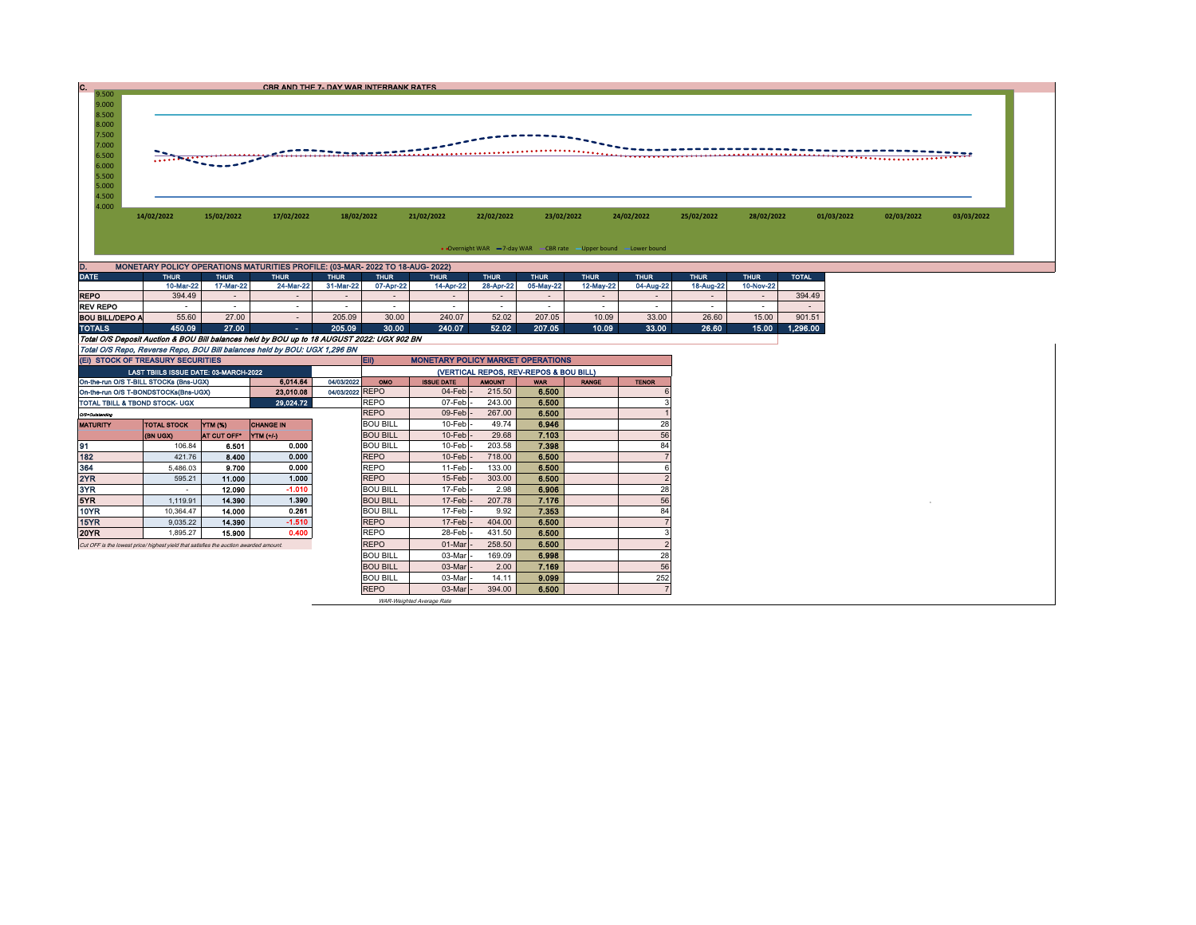## C. CBR AND THE 7- DAY WAR INTERBANK RATES

9.500
9.000
8.500
8.000
7.500
7.000
6.500
6.000
5.500
5.000
4.500
4.000

14/02/2022 15/02/2022 17/02/2022 18/02/2022 21/02/2022 22/02/2022 23/02/2022 24/02/2022 25/02/2022 28/02/2022 01/03/2022 02/03/2022 03/03/2022

Overnight WAR — 7-day WAR — CBR rate — Upper bound — Lower bound

## D. MONETARY POLICY OPERATIONS MATURITIES PROFILE: (03-MAR- 2022 TO 18-AUG- 2022)

| DATE | THUR | THUR | THUR | THUR | THUR | THUR | THUR | THUR | THUR | THUR | THUR | THUR | TOTAL |
|---|---|---|---|---|---|---|---|---|---|---|---|---|---|
| | 10-Mar-22 | 17-Mar-22 | 24-Mar-22 | 31-Mar-22 | 07-Apr-22 | 14-Apr-22 | 28-Apr-22 | 05-May-22 | 12-May-22 | 04-Aug-22 | 18-Aug-22 | 10-Nov-22 | |
| REPO | 394.49 | - | - | - | - | - | - | - | - | - | - | - | 394.49 |
| REV REPO | - | - | - | - | - | - | - | - | - | - | - | - | - |
| BOU BILL/DEPO A | 55.60 | 27.00 | - | 205.09 | 30.00 | 240.07 | 52.02 | 207.05 | 10.09 | 33.00 | 26.60 | 15.00 | 901.51 |
| TOTALS | 450.09 | 27.00 | - | 205.09 | 30.00 | 240.07 | 52.02 | 207.05 | 10.09 | 33.00 | 26.60 | 15.00 | 1,296.00 |

*Total O/S Deposit Auction & BOU Bill balances held by BOU up to 18 AUGUST 2022: UGX 902 BN*

*Total O/S Repo, Reverse Repo, BOU Bill balances held by BOU: UGX 1,296 BN*

## (EI) STOCK OF TREASURY SECURITIES

| LAST TBIILS ISSUE DATE: 03-MARCH-2022 | | |
|---|---|---|
| On-the-run O/S T-BILL STOCKs (Bns-UGX) | 6,014.64 | 04/03/2022 |
| On-the-run O/S T-BONDSTOCKs(Bns-UGX) | 23,010.08 | 04/03/2022 |
| TOTAL TBILL & TBOND STOCK- UGX | 29,024.72 | |

O/S=Outstanding

| MATURITY | TOTAL STOCK (BN UGX) | YTM (%) AT CUT OFF* | CHANGE IN YTM (+/-) |
|---|---|---|---|
| 91 | 106.84 | 6.501 | 0.000 |
| 182 | 421.76 | 8.400 | 0.000 |
| 364 | 5,486.03 | 9.700 | 0.000 |
| 2YR | 595.21 | 11.000 | 1.000 |
| 3YR | - | 12.090 | -1.010 |
| 5YR | 1,119.91 | 14.390 | 1.390 |
| 10YR | 10,364.47 | 14.000 | 0.261 |
| 15YR | 9,035.22 | 14.390 | -1.510 |
| 20YR | 1,895.27 | 15.900 | 0.400 |

*Cut OFF is the lowest price/ highest yield that satisfies the auction awarded amount.*

## EII) MONETARY POLICY MARKET OPERATIONS

(VERTICAL REPOS, REV-REPOS & BOU BILL)

| OMO | ISSUE DATE | AMOUNT | WAR | RANGE | TENOR |
|---|---|---|---|---|---|
| REPO | 04-Feb | 215.50 | 6.500 | | 6 |
| REPO | 07-Feb | 243.00 | 6.500 | | 3 |
| REPO | 09-Feb | 267.00 | 6.500 | | 1 |
| BOU BILL | 10-Feb | 49.74 | 6.946 | | 28 |
| BOU BILL | 10-Feb | 29.68 | 7.103 | | 56 |
| BOU BILL | 10-Feb | 203.58 | 7.398 | | 84 |
| REPO | 10-Feb | 718.00 | 6.500 | | 7 |
| REPO | 11-Feb | 133.00 | 6.500 | | 6 |
| REPO | 15-Feb | 303.00 | 6.500 | | 2 |
| BOU BILL | 17-Feb | 2.98 | 6.906 | | 28 |
| BOU BILL | 17-Feb | 207.78 | 7.176 | | 56 |
| BOU BILL | 17-Feb | 9.92 | 7.353 | | 84 |
| REPO | 17-Feb | 404.00 | 6.500 | | 7 |
| REPO | 28-Feb | 431.50 | 6.500 | | 3 |
| REPO | 01-Mar | 258.50 | 6.500 | | 2 |
| BOU BILL | 03-Mar | 169.09 | 6.998 | | 28 |
| BOU BILL | 03-Mar | 2.00 | 7.169 | | 56 |
| BOU BILL | 03-Mar | 14.11 | 9.099 | | 252 |
| REPO | 03-Mar | 394.00 | 6.500 | | 7 |

*WAR-Weighted Average Rate*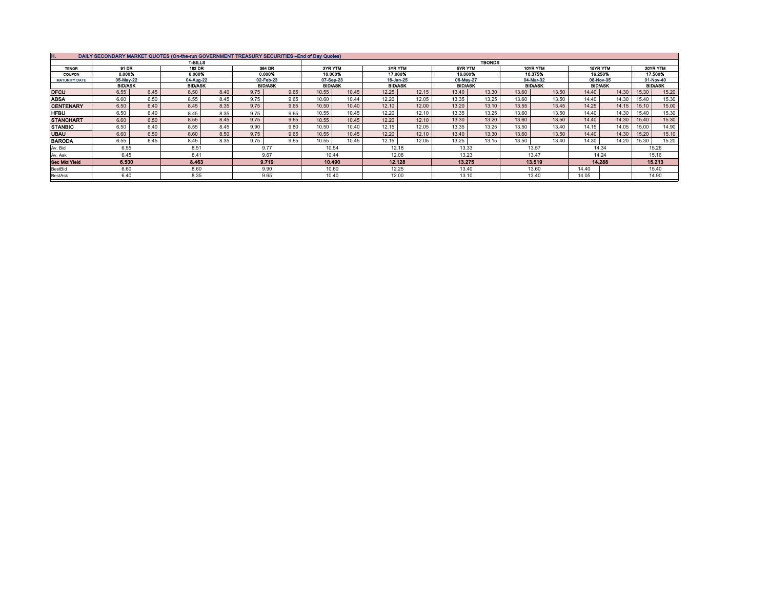## H. DAILY SECONDARY MARKET QUOTES (On-the-run GOVERNMENT TREASURY SECURITIES –End of Day Quotes)

| | T-BILLS | | | | | | TBONDS | | | | | | | | | | | |
|---|---|---|---|---|---|---|---|---|---|---|---|---|---|---|---|---|---|---|
| TENOR | 91 DR | | 182 DR | | 364 DR | | 2YR YTM | | 3YR YTM | | 5YR YTM | | 10YR YTM | | 15YR YTM | | 20YR YTM | |
| COUPON | 0.000% | | 0.000% | | 0.000% | | 10.000% | | 17.000% | | 16.000% | | 16.375% | | 16.250% | | 17.500% | |
| MATURITY DATE | 05-May-22 | | 04-Aug-22 | | 02-Feb-23 | | 07-Sep-23 | | 16-Jan-25 | | 06-May-27 | | 04-Mar-32 | | 08-Nov-35 | | 01-Nov-40 | |
| | BID/ASK | | BID/ASK | | BID/ASK | | BID/ASK | | BID/ASK | | BID/ASK | | BID/ASK | | BID/ASK | | BID/ASK | |
| **DFCU** | 6.55 | 6.45 | 8.50 | 8.40 | 9.75 | 9.65 | 10.55 | 10.45 | 12.25 | 12.15 | 13.40 | 13.30 | 13.60 | 13.50 | 14.40 | 14.30 | 15.30 | 15.20 |
| **ABSA** | 6.60 | 6.50 | 8.55 | 8.45 | 9.75 | 9.65 | 10.60 | 10.44 | 12.20 | 12.05 | 13.35 | 13.25 | 13.60 | 13.50 | 14.40 | 14.30 | 15.40 | 15.30 |
| **CENTENARY** | 6.50 | 6.40 | 8.45 | 8.35 | 9.75 | 9.65 | 10.50 | 10.40 | 12.10 | 12.00 | 13.20 | 13.10 | 13.55 | 13.45 | 14.25 | 14.15 | 15.10 | 15.00 |
| **HFBU** | 6.50 | 6.40 | 8.45 | 8.35 | 9.75 | 9.65 | 10.55 | 10.45 | 12.20 | 12.10 | 13.35 | 13.25 | 13.60 | 13.50 | 14.40 | 14.30 | 15.40 | 15.30 |
| **STANCHART** | 6.60 | 6.50 | 8.55 | 8.45 | 9.75 | 9.65 | 10.55 | 10.45 | 12.20 | 12.10 | 13.30 | 13.20 | 13.60 | 13.50 | 14.40 | 14.30 | 15.40 | 15.30 |
| **STANBIC** | 6.50 | 6.40 | 8.55 | 8.45 | 9.90 | 9.80 | 10.50 | 10.40 | 12.15 | 12.05 | 13.35 | 13.25 | 13.50 | 13.40 | 14.15 | 14.05 | 15.00 | 14.90 |
| **UBAU** | 6.60 | 6.50 | 8.60 | 8.50 | 9.75 | 9.65 | 10.55 | 10.45 | 12.20 | 12.10 | 13.40 | 13.30 | 13.60 | 13.50 | 14.40 | 14.30 | 15.20 | 15.10 |
| **BARODA** | 6.55 | 6.45 | 8.45 | 8.35 | 9.75 | 9.65 | 10.55 | 10.45 | 12.15 | 12.05 | 13.25 | 13.15 | 13.50 | 13.40 | 14.30 | 14.20 | 15.30 | 15.20 |
| Av. Bid | 6.55 | | 8.51 | | 9.77 | | 10.54 | | 12.18 | | 13.33 | | 13.57 | | 14.34 | | 15.26 | |
| Av. Ask | 6.45 | | 8.41 | | 9.67 | | 10.44 | | 12.08 | | 13.23 | | 13.47 | | 14.24 | | 15.16 | |
| **Sec Mkt Yield** | **6.500** | | **8.463** | | **9.719** | | **10.490** | | **12.128** | | **13.275** | | **13.519** | | **14.288** | | **15.213** | |
| BestBid | 6.60 | | 8.60 | | 9.90 | | 10.60 | | 12.25 | | 13.40 | | 13.60 | | 14.40 | | 15.40 | |
| BestAsk | 6.40 | | 8.35 | | 9.65 | | 10.40 | | 12.00 | | 13.10 | | 13.40 | | 14.05 | | 14.90 | |